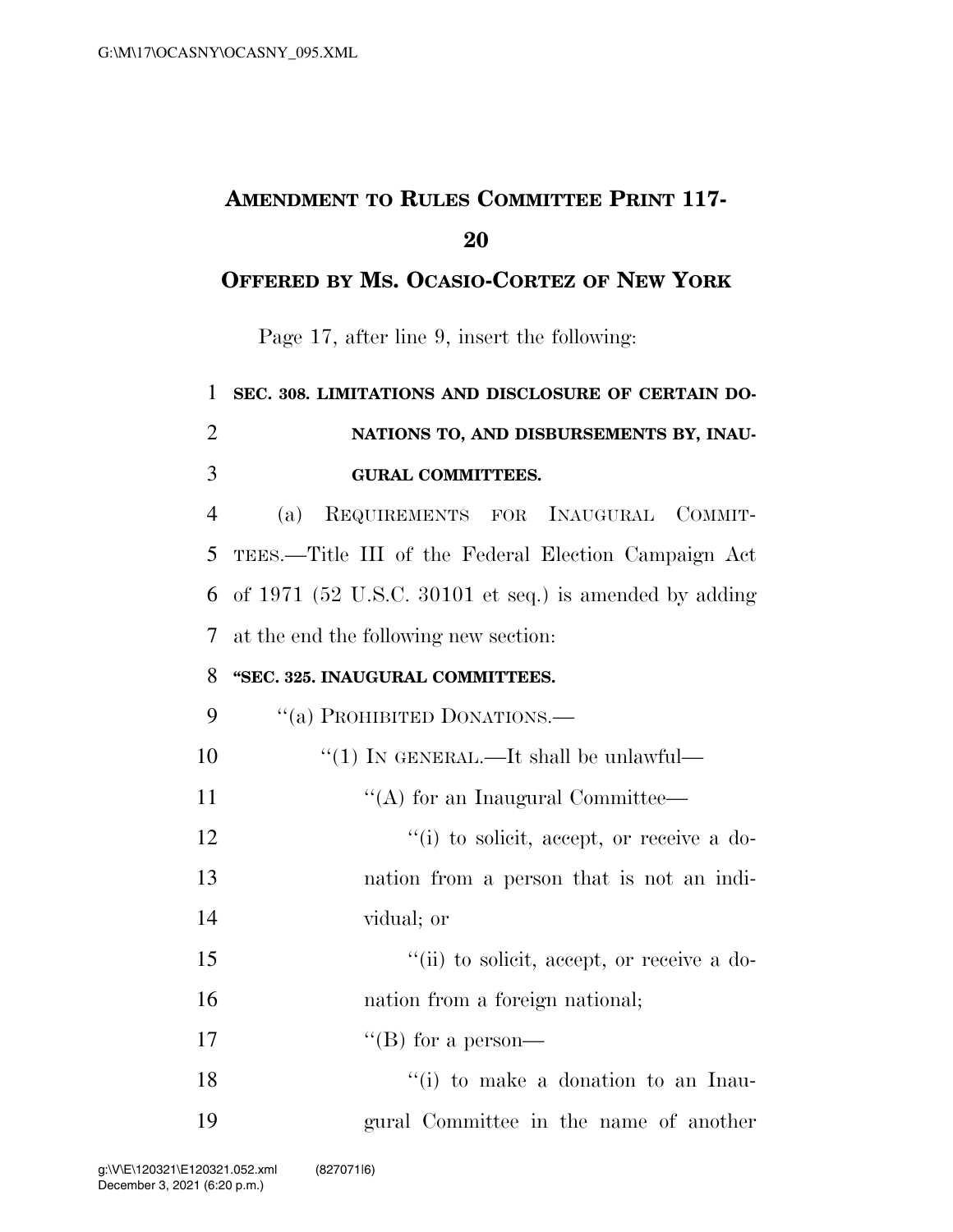# AMENDMENT TO RULES COMMITTEE PRINT 117-20

## OFFERED BY MS. OCASIO-CORTEZ OF NEW YORK

Page 17, after line 9, insert the following:

**SEC. 308. LIMITATIONS AND DISCLOSURE OF CERTAIN DONATIONS TO, AND DISBURSEMENTS BY, INAUGURAL COMMITTEES.**

(a) REQUIREMENTS FOR INAUGURAL COMMITTEES.—Title III of the Federal Election Campaign Act of 1971 (52 U.S.C. 30101 et seq.) is amended by adding at the end the following new section:

**"SEC. 325. INAUGURAL COMMITTEES.**

"(a) PROHIBITED DONATIONS.—

"(1) IN GENERAL.—It shall be unlawful—

"(A) for an Inaugural Committee—

"(i) to solicit, accept, or receive a donation from a person that is not an individual; or

"(ii) to solicit, accept, or receive a donation from a foreign national;

"(B) for a person—

"(i) to make a donation to an Inaugural Committee in the name of another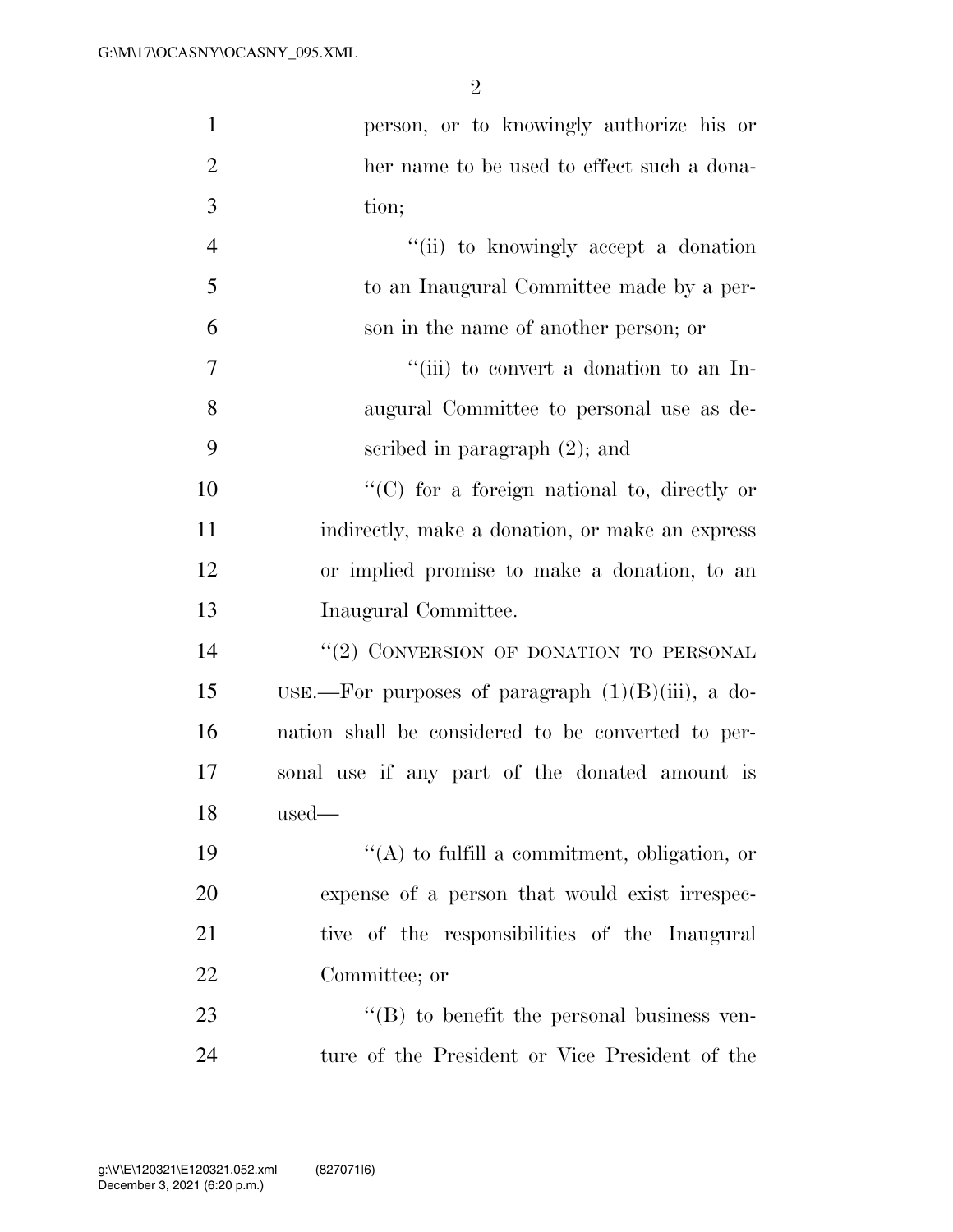person, or to knowingly authorize his or her name to be used to effect such a donation;

''(ii) to knowingly accept a donation to an Inaugural Committee made by a person in the name of another person; or

''(iii) to convert a donation to an Inaugural Committee to personal use as described in paragraph (2); and

''(C) for a foreign national to, directly or indirectly, make a donation, or make an express or implied promise to make a donation, to an Inaugural Committee.

''(2) CONVERSION OF DONATION TO PERSONAL USE.—For purposes of paragraph (1)(B)(iii), a donation shall be considered to be converted to personal use if any part of the donated amount is used—

''(A) to fulfill a commitment, obligation, or expense of a person that would exist irrespective of the responsibilities of the Inaugural Committee; or

''(B) to benefit the personal business venture of the President or Vice President of the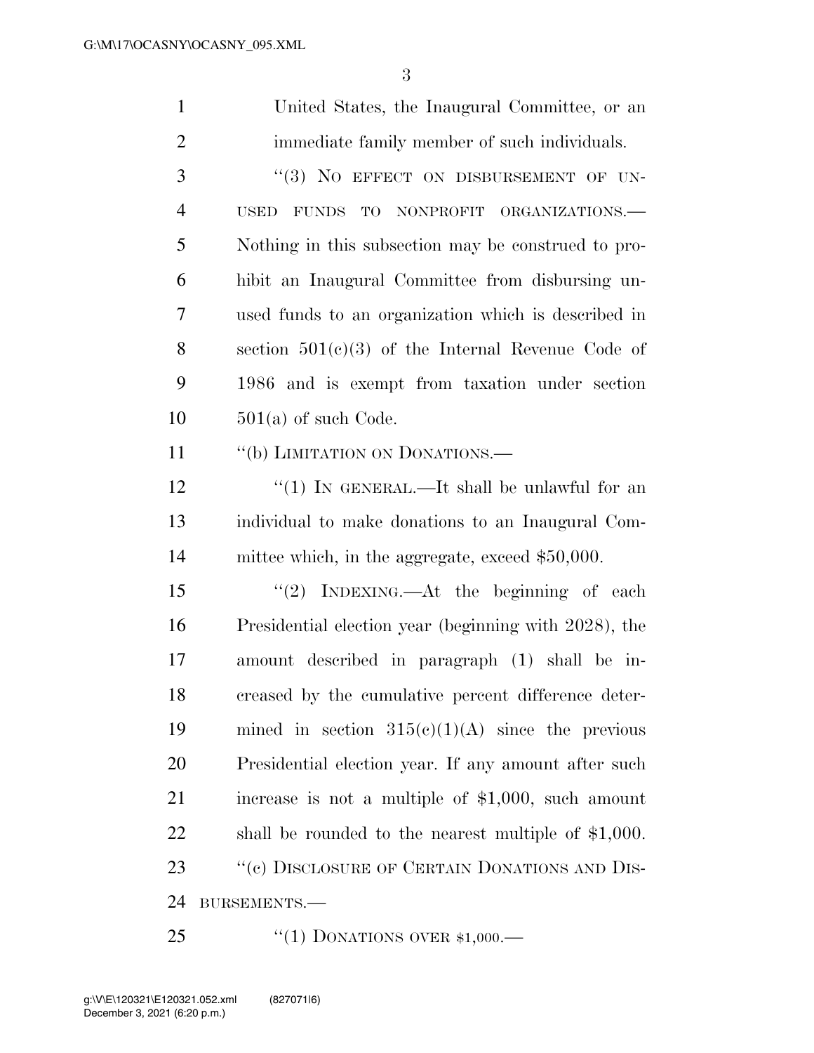United States, the Inaugural Committee, or an immediate family member of such individuals.

''(3) NO EFFECT ON DISBURSEMENT OF UNUSED FUNDS TO NONPROFIT ORGANIZATIONS.—Nothing in this subsection may be construed to prohibit an Inaugural Committee from disbursing unused funds to an organization which is described in section 501(c)(3) of the Internal Revenue Code of 1986 and is exempt from taxation under section 501(a) of such Code.

''(b) LIMITATION ON DONATIONS.—

''(1) IN GENERAL.—It shall be unlawful for an individual to make donations to an Inaugural Committee which, in the aggregate, exceed $50,000.

''(2) INDEXING.—At the beginning of each Presidential election year (beginning with 2028), the amount described in paragraph (1) shall be increased by the cumulative percent difference determined in section 315(c)(1)(A) since the previous Presidential election year. If any amount after such increase is not a multiple of $1,000, such amount shall be rounded to the nearest multiple of $1,000.

''(c) DISCLOSURE OF CERTAIN DONATIONS AND DISBURSEMENTS.—

''(1) DONATIONS OVER $1,000.—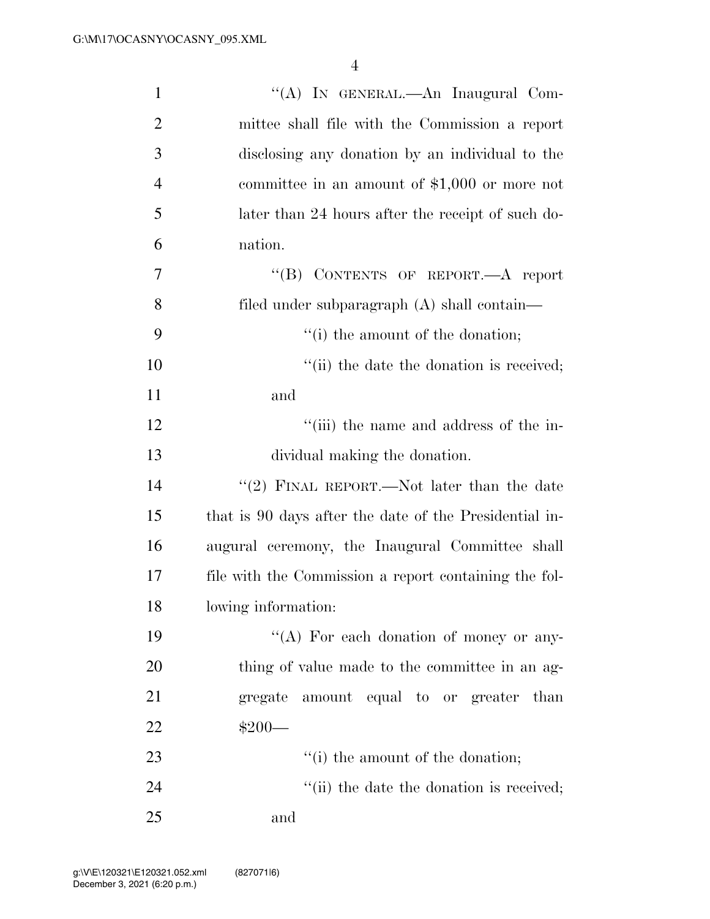"(A) IN GENERAL.—An Inaugural Committee shall file with the Commission a report disclosing any donation by an individual to the committee in an amount of $1,000 or more not later than 24 hours after the receipt of such donation.

"(B) CONTENTS OF REPORT.—A report filed under subparagraph (A) shall contain—

"(i) the amount of the donation;

"(ii) the date the donation is received; and

"(iii) the name and address of the individual making the donation.

"(2) FINAL REPORT.—Not later than the date that is 90 days after the date of the Presidential inaugural ceremony, the Inaugural Committee shall file with the Commission a report containing the following information:

"(A) For each donation of money or anything of value made to the committee in an aggregate amount equal to or greater than $200—

"(i) the amount of the donation;

"(ii) the date the donation is received; and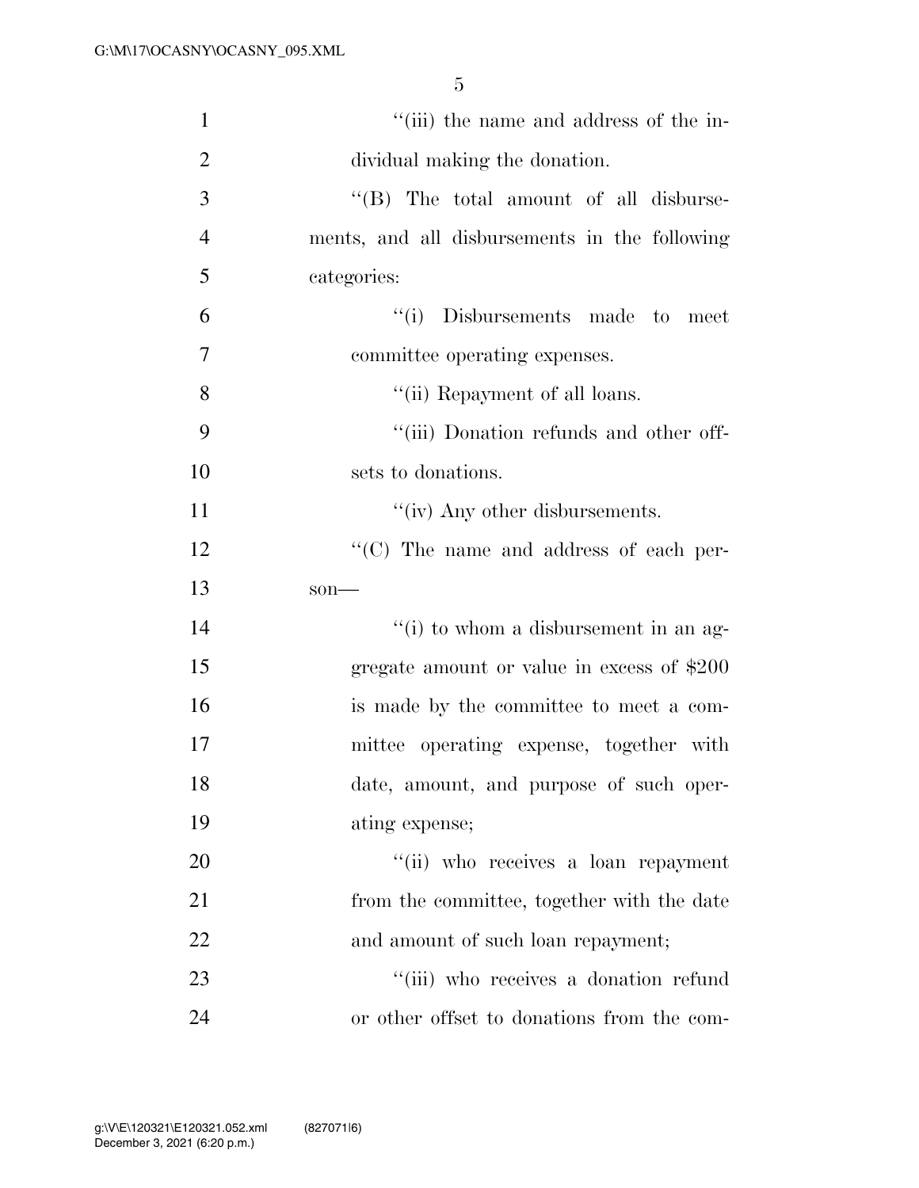''(iii) the name and address of the individual making the donation.

''(B) The total amount of all disbursements, and all disbursements in the following categories:

''(i) Disbursements made to meet committee operating expenses.

''(ii) Repayment of all loans.

''(iii) Donation refunds and other offsets to donations.

''(iv) Any other disbursements.

''(C) The name and address of each person—

''(i) to whom a disbursement in an aggregate amount or value in excess of $200 is made by the committee to meet a committee operating expense, together with date, amount, and purpose of such operating expense;

''(ii) who receives a loan repayment from the committee, together with the date and amount of such loan repayment;

''(iii) who receives a donation refund or other offset to donations from the com-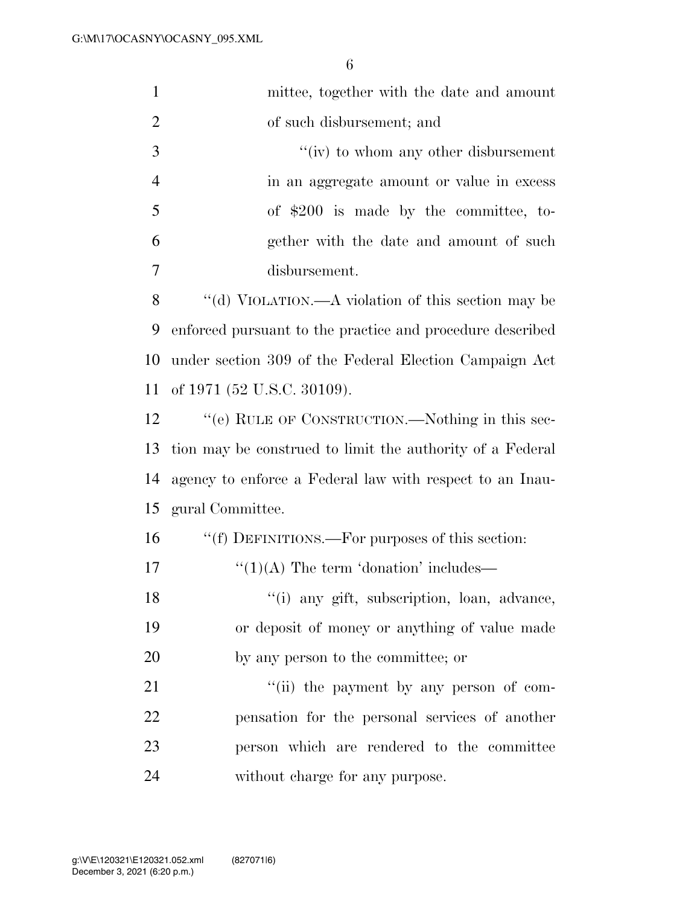mittee, together with the date and amount of such disbursement; and

''(iv) to whom any other disbursement in an aggregate amount or value in excess of $200 is made by the committee, together with the date and amount of such disbursement.

''(d) VIOLATION.—A violation of this section may be enforced pursuant to the practice and procedure described under section 309 of the Federal Election Campaign Act of 1971 (52 U.S.C. 30109).

''(e) RULE OF CONSTRUCTION.—Nothing in this section may be construed to limit the authority of a Federal agency to enforce a Federal law with respect to an Inaugural Committee.

''(f) DEFINITIONS.—For purposes of this section:

''(1)(A) The term 'donation' includes—

''(i) any gift, subscription, loan, advance, or deposit of money or anything of value made by any person to the committee; or

''(ii) the payment by any person of compensation for the personal services of another person which are rendered to the committee without charge for any purpose.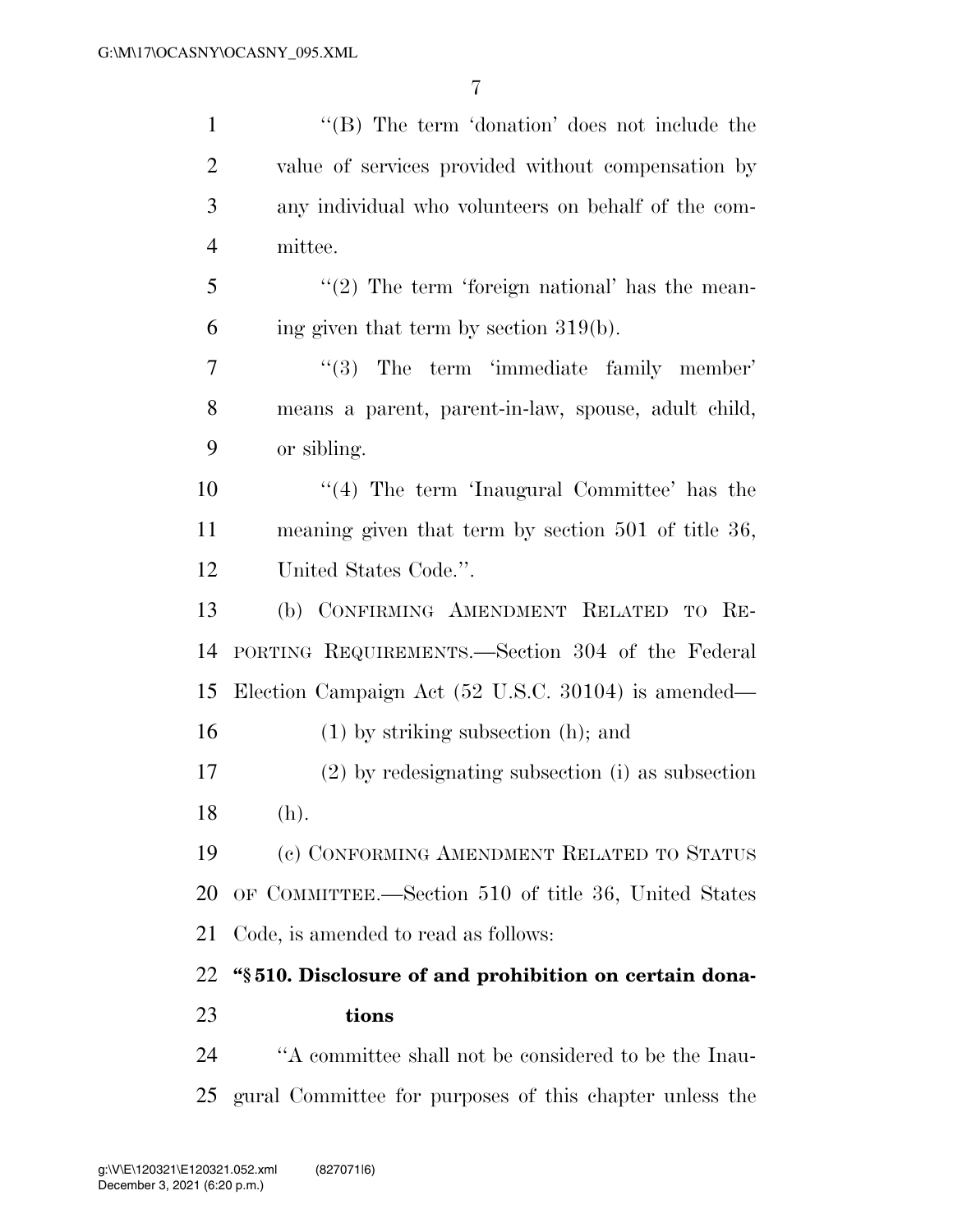''(B) The term 'donation' does not include the value of services provided without compensation by any individual who volunteers on behalf of the committee.

''(2) The term 'foreign national' has the meaning given that term by section 319(b).

''(3) The term 'immediate family member' means a parent, parent-in-law, spouse, adult child, or sibling.

''(4) The term 'Inaugural Committee' has the meaning given that term by section 501 of title 36, United States Code.''.

(b) CONFIRMING AMENDMENT RELATED TO REPORTING REQUIREMENTS.—Section 304 of the Federal Election Campaign Act (52 U.S.C. 30104) is amended—

(1) by striking subsection (h); and

(2) by redesignating subsection (i) as subsection (h).

(c) CONFORMING AMENDMENT RELATED TO STATUS OF COMMITTEE.—Section 510 of title 36, United States Code, is amended to read as follows:

**''§ 510. Disclosure of and prohibition on certain donations**

''A committee shall not be considered to be the Inaugural Committee for purposes of this chapter unless the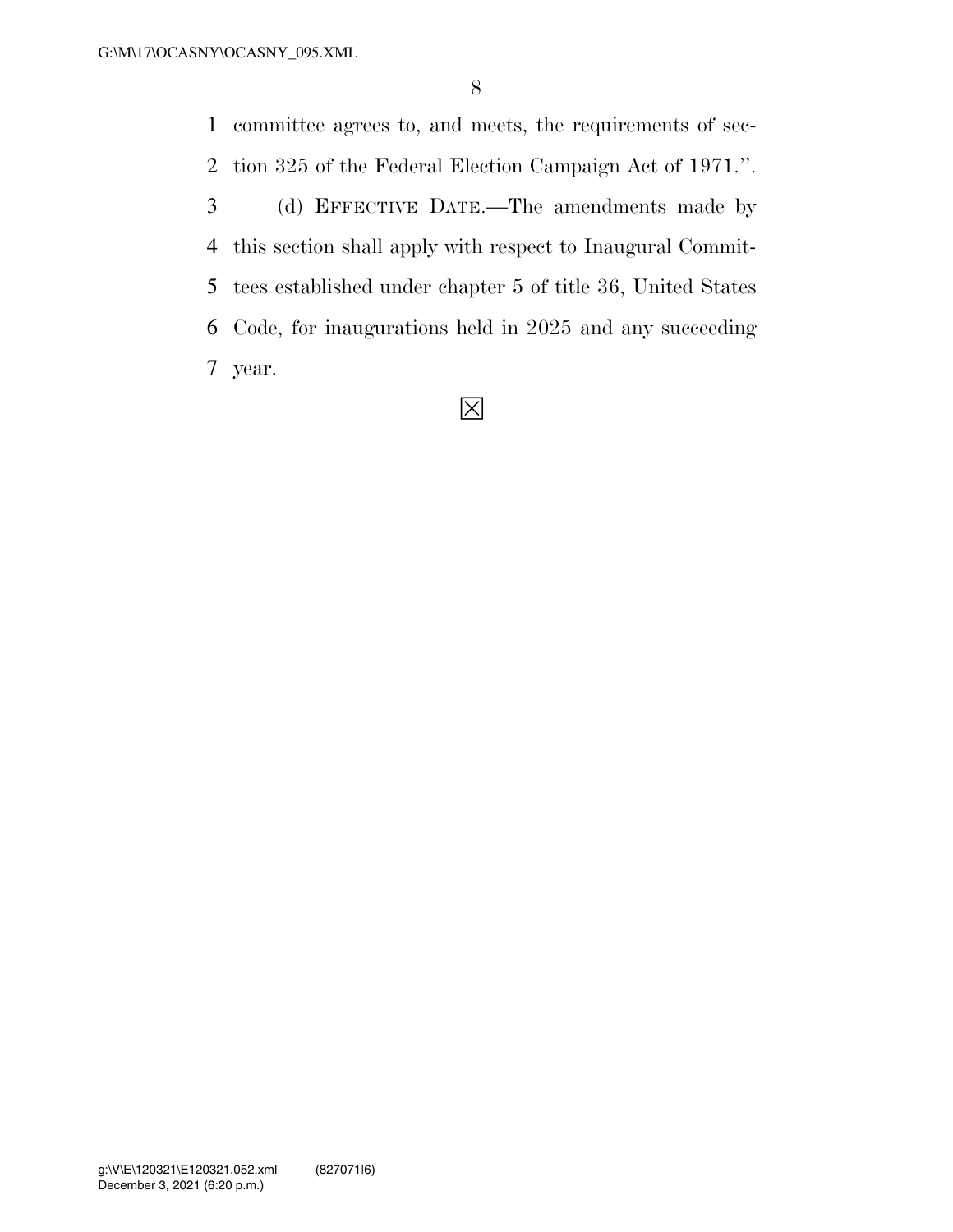committee agrees to, and meets, the requirements of section 325 of the Federal Election Campaign Act of 1971.''.

(d) EFFECTIVE DATE.—The amendments made by this section shall apply with respect to Inaugural Committees established under chapter 5 of title 36, United States Code, for inaugurations held in 2025 and any succeeding year.